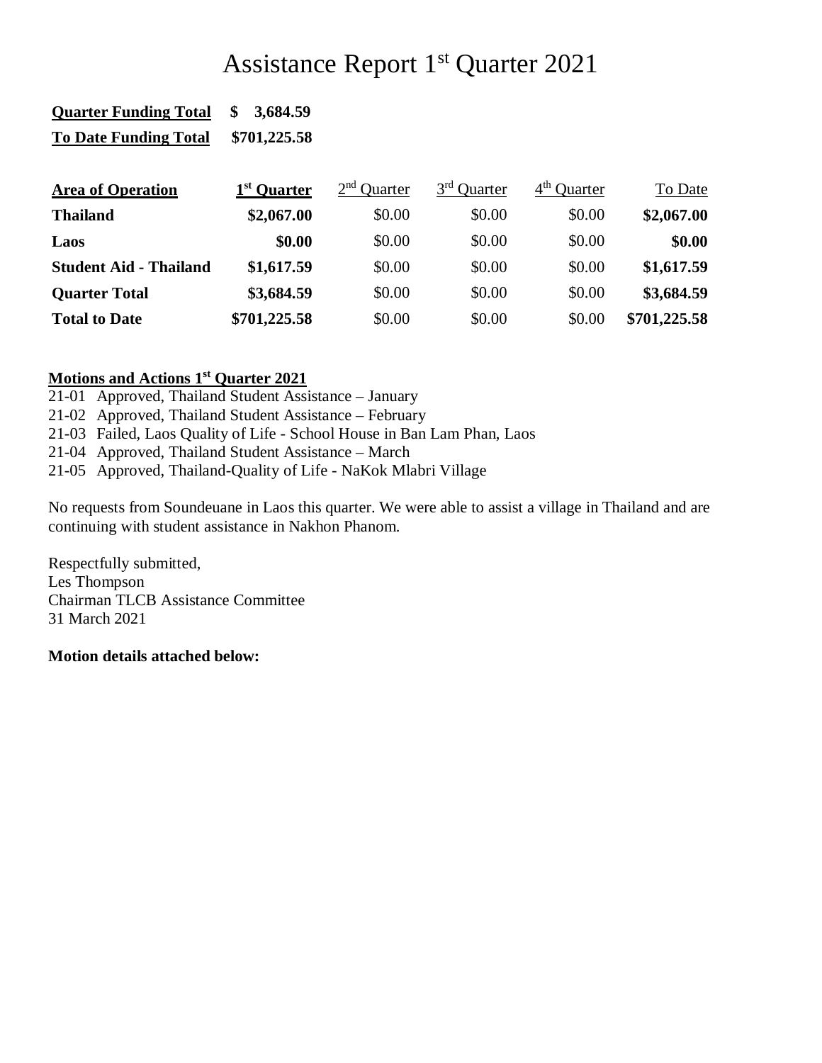# Assistance Report 1st Quarter 2021

**Quarter Funding Total** **$ 3,684.59**

**To Date Funding Total** **$701,225.58**

| Area of Operation | 1st Quarter | 2nd Quarter | 3rd Quarter | 4th Quarter | To Date |
|---|---|---|---|---|---|
| **Thailand** | **$2,067.00** | $0.00 | $0.00 | $0.00 | **$2,067.00** |
| **Laos** | **$0.00** | $0.00 | $0.00 | $0.00 | **$0.00** |
| **Student Aid - Thailand** | **$1,617.59** | $0.00 | $0.00 | $0.00 | **$1,617.59** |
| **Quarter Total** | **$3,684.59** | $0.00 | $0.00 | $0.00 | **$3,684.59** |
| **Total to Date** | **$701,225.58** | $0.00 | $0.00 | $0.00 | **$701,225.58** |

## Motions and Actions 1st Quarter 2021

21-01 Approved, Thailand Student Assistance – January
21-02 Approved, Thailand Student Assistance – February
21-03 Failed, Laos Quality of Life - School House in Ban Lam Phan, Laos
21-04 Approved, Thailand Student Assistance – March
21-05 Approved, Thailand-Quality of Life - NaKok Mlabri Village

No requests from Soundeuane in Laos this quarter. We were able to assist a village in Thailand and are continuing with student assistance in Nakhon Phanom.

Respectfully submitted,
Les Thompson
Chairman TLCB Assistance Committee
31 March 2021

**Motion details attached below:**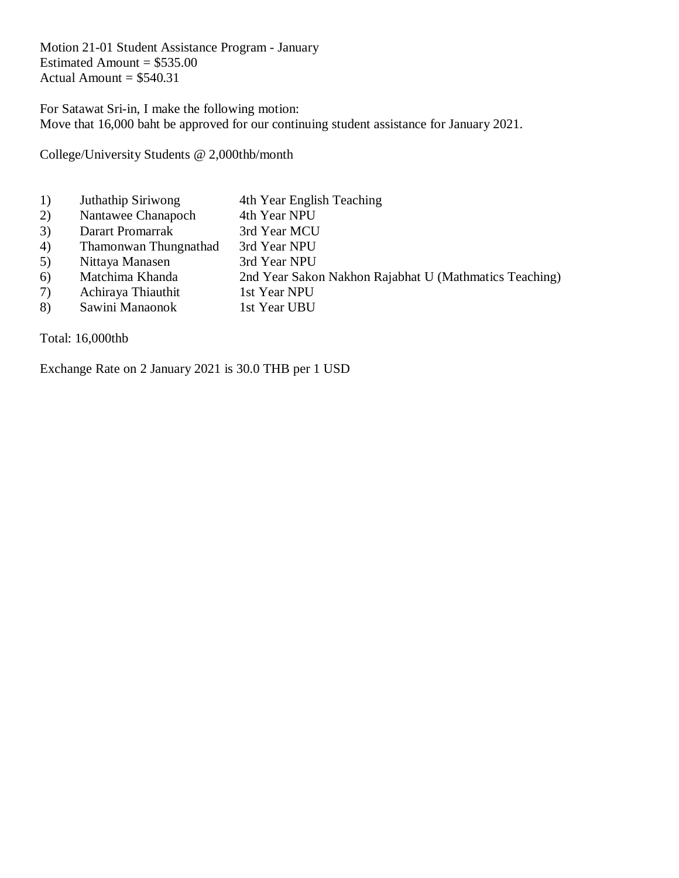Motion 21-01 Student Assistance Program - January
Estimated Amount = $535.00
Actual Amount = $540.31

For Satawat Sri-in, I make the following motion:
Move that 16,000 baht be approved for our continuing student assistance for January 2021.

College/University Students @ 2,000thb/month

| | | |
|---|---|---|
| 1) | Juthathip Siriwong | 4th Year English Teaching |
| 2) | Nantawee Chanapoch | 4th Year NPU |
| 3) | Darart Promarrak | 3rd Year MCU |
| 4) | Thamonwan Thungnathad | 3rd Year NPU |
| 5) | Nittaya Manasen | 3rd Year NPU |
| 6) | Matchima Khanda | 2nd Year Sakon Nakhon Rajabhat U (Mathmatics Teaching) |
| 7) | Achiraya Thiauthit | 1st Year NPU |
| 8) | Sawini Manaonok | 1st Year UBU |

Total: 16,000thb

Exchange Rate on 2 January 2021 is 30.0 THB per 1 USD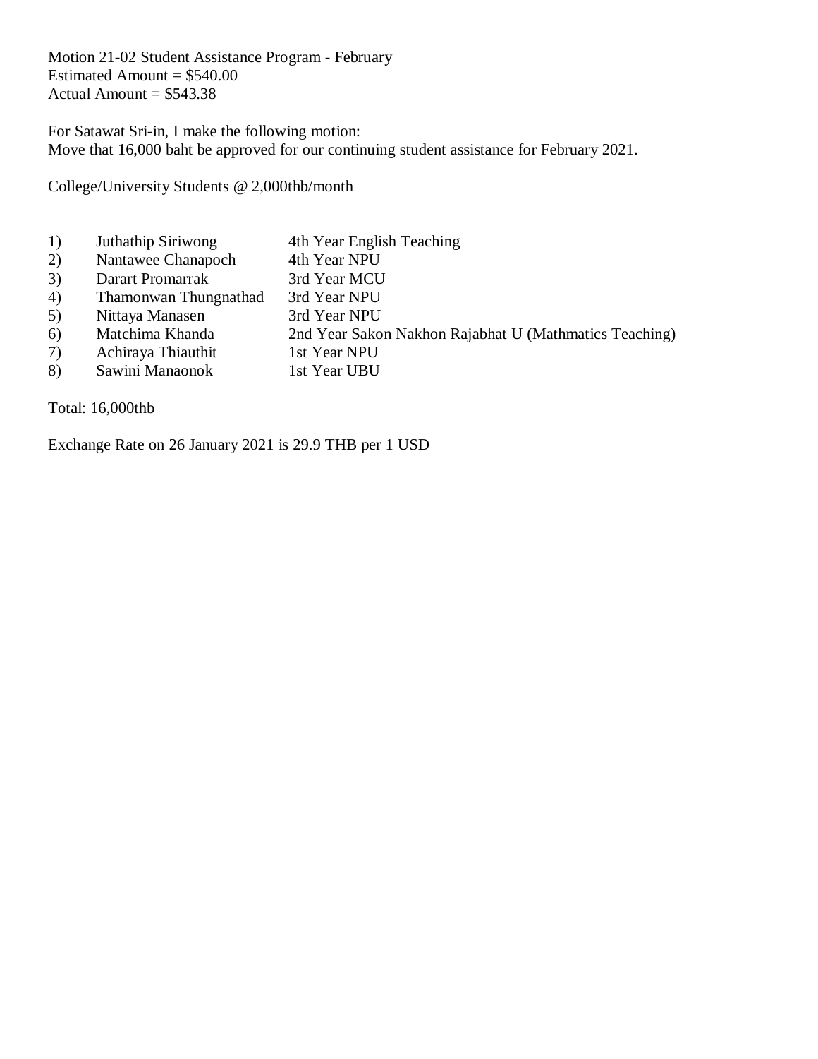Motion 21-02 Student Assistance Program - February
Estimated Amount = $540.00
Actual Amount = $543.38

For Satawat Sri-in, I make the following motion:
Move that 16,000 baht be approved for our continuing student assistance for February 2021.

College/University Students @ 2,000thb/month

| | | |
|---|---|---|
| 1) | Juthathip Siriwong | 4th Year English Teaching |
| 2) | Nantawee Chanapoch | 4th Year NPU |
| 3) | Darart Promarrak | 3rd Year MCU |
| 4) | Thamonwan Thungnathad | 3rd Year NPU |
| 5) | Nittaya Manasen | 3rd Year NPU |
| 6) | Matchima Khanda | 2nd Year Sakon Nakhon Rajabhat U (Mathmatics Teaching) |
| 7) | Achiraya Thiauthit | 1st Year NPU |
| 8) | Sawini Manaonok | 1st Year UBU |

Total: 16,000thb

Exchange Rate on 26 January 2021 is 29.9 THB per 1 USD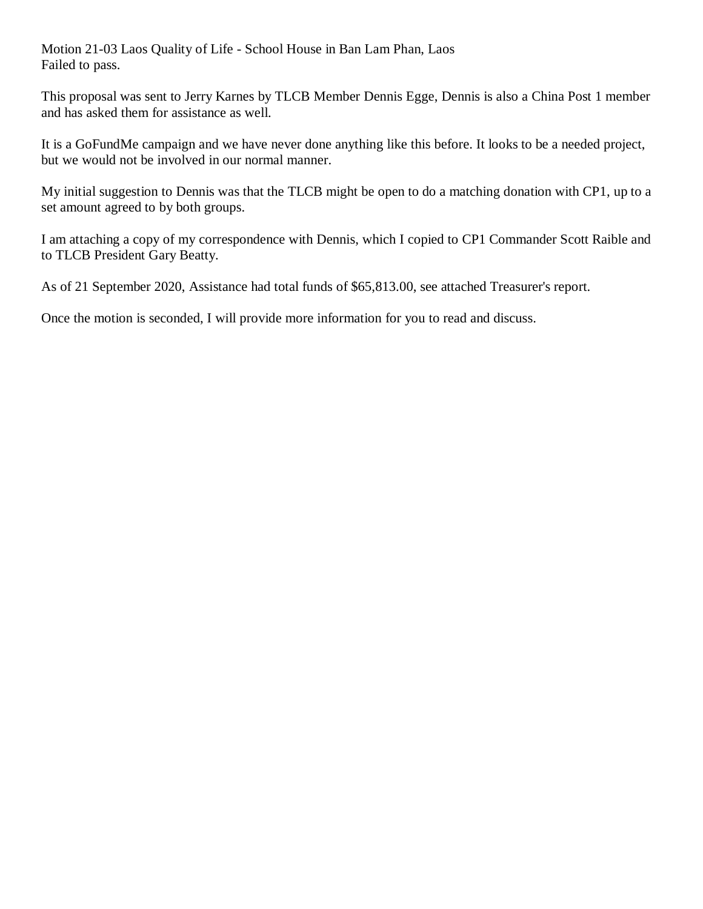Motion 21-03 Laos Quality of Life - School House in Ban Lam Phan, Laos
Failed to pass.

This proposal was sent to Jerry Karnes by TLCB Member Dennis Egge, Dennis is also a China Post 1 member and has asked them for assistance as well.

It is a GoFundMe campaign and we have never done anything like this before. It looks to be a needed project, but we would not be involved in our normal manner.

My initial suggestion to Dennis was that the TLCB might be open to do a matching donation with CP1, up to a set amount agreed to by both groups.

I am attaching a copy of my correspondence with Dennis, which I copied to CP1 Commander Scott Raible and to TLCB President Gary Beatty.

As of 21 September 2020, Assistance had total funds of $65,813.00, see attached Treasurer's report.

Once the motion is seconded, I will provide more information for you to read and discuss.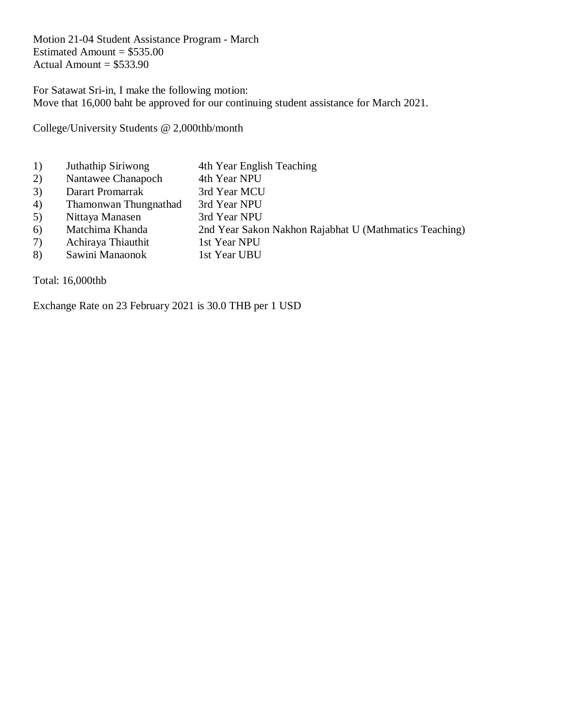Motion 21-04 Student Assistance Program - March
Estimated Amount = $535.00
Actual Amount = $533.90

For Satawat Sri-in, I make the following motion:
Move that 16,000 baht be approved for our continuing student assistance for March 2021.

College/University Students @ 2,000thb/month

| | | |
|---|---|---|
| 1) | Juthathip Siriwong | 4th Year English Teaching |
| 2) | Nantawee Chanapoch | 4th Year NPU |
| 3) | Darart Promarrak | 3rd Year MCU |
| 4) | Thamonwan Thungnathad | 3rd Year NPU |
| 5) | Nittaya Manasen | 3rd Year NPU |
| 6) | Matchima Khanda | 2nd Year Sakon Nakhon Rajabhat U (Mathmatics Teaching) |
| 7) | Achiraya Thiauthit | 1st Year NPU |
| 8) | Sawini Manaonok | 1st Year UBU |

Total: 16,000thb

Exchange Rate on 23 February 2021 is 30.0 THB per 1 USD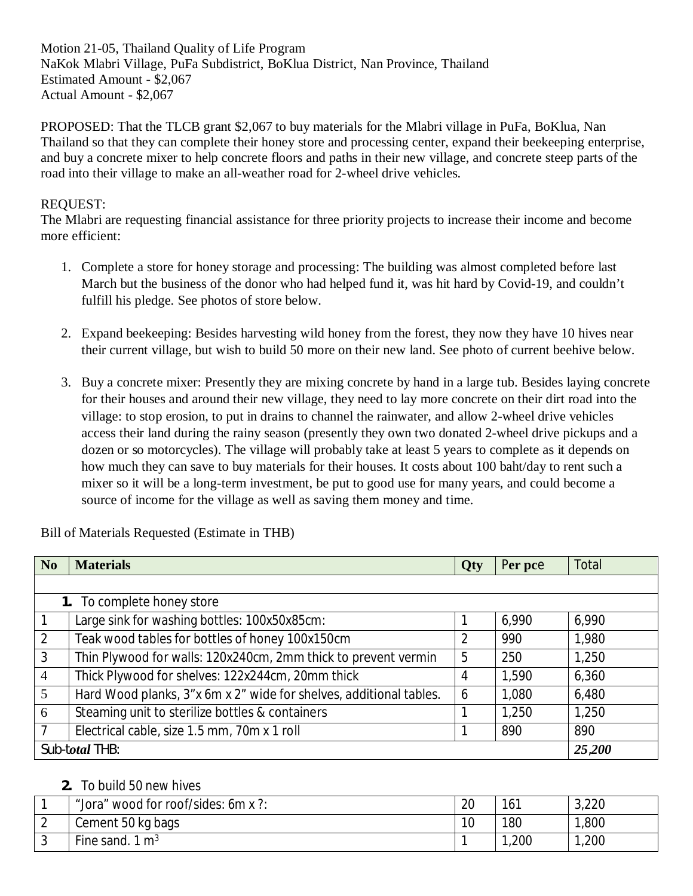Motion 21-05, Thailand Quality of Life Program
NaKok Mlabri Village, PuFa Subdistrict, BoKlua District, Nan Province, Thailand
Estimated Amount - $2,067
Actual Amount - $2,067

PROPOSED: That the TLCB grant $2,067 to buy materials for the Mlabri village in PuFa, BoKlua, Nan Thailand so that they can complete their honey store and processing center, expand their beekeeping enterprise, and buy a concrete mixer to help concrete floors and paths in their new village, and concrete steep parts of the road into their village to make an all-weather road for 2-wheel drive vehicles.

REQUEST:
The Mlabri are requesting financial assistance for three priority projects to increase their income and become more efficient:

1. Complete a store for honey storage and processing: The building was almost completed before last March but the business of the donor who had helped fund it, was hit hard by Covid-19, and couldn't fulfill his pledge. See photos of store below.

2. Expand beekeeping: Besides harvesting wild honey from the forest, they now they have 10 hives near their current village, but wish to build 50 more on their new land. See photo of current beehive below.

3. Buy a concrete mixer: Presently they are mixing concrete by hand in a large tub. Besides laying concrete for their houses and around their new village, they need to lay more concrete on their dirt road into the village: to stop erosion, to put in drains to channel the rainwater, and allow 2-wheel drive vehicles access their land during the rainy season (presently they own two donated 2-wheel drive pickups and a dozen or so motorcycles). The village will probably take at least 5 years to complete as it depends on how much they can save to buy materials for their houses. It costs about 100 baht/day to rent such a mixer so it will be a long-term investment, be put to good use for many years, and could become a source of income for the village as well as saving them money and time.

Bill of Materials Requested (Estimate in THB)

| No | Materials | Qty | Per pce | Total |
|---|---|---|---|---|
| | | | | |
| | **1.** To complete honey store | | | |
| 1 | Large sink for washing bottles: 100x50x85cm: | 1 | 6,990 | 6,990 |
| 2 | Teak wood tables for bottles of honey 100x150cm | 2 | 990 | 1,980 |
| 3 | Thin Plywood for walls: 120x240cm, 2mm thick to prevent vermin | 5 | 250 | 1,250 |
| 4 | Thick Plywood for shelves: 122x244cm, 20mm thick | 4 | 1,590 | 6,360 |
| 5 | Hard Wood planks, 3"x 6m x 2" wide for shelves, additional tables. | 6 | 1,080 | 6,480 |
| 6 | Steaming unit to sterilize bottles & containers | 1 | 1,250 | 1,250 |
| 7 | Electrical cable, size 1.5 mm, 70m x 1 roll | 1 | 890 | 890 |
| Sub-t*otal* THB: | | | | ***25,200*** |

**2.** To build 50 new hives

| | | | | |
|---|---|---|---|---|
| 1 | "Jora" wood for roof/sides: 6m x ?: | 20 | 161 | 3,220 |
| 2 | Cement 50 kg bags | 10 | 180 | 1,800 |
| 3 | Fine sand. 1 $m^3$ | 1 | 1,200 | 1,200 |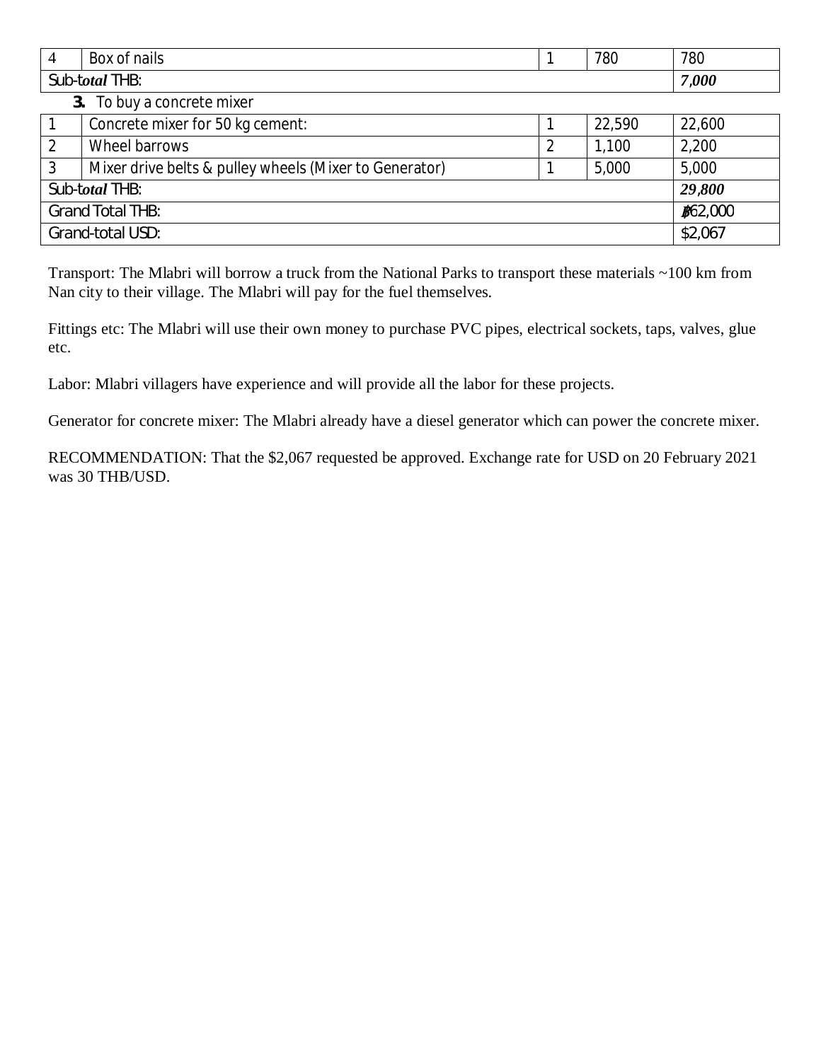| | | | | |
|---|---|---|---|---|
| 4 | Box of nails | 1 | 780 | 780 |
| Sub-t***otal*** THB: | | | | ***7,000*** |

**3.** To buy a concrete mixer

| | | | | |
|---|---|---|---|---|
| 1 | Concrete mixer for 50 kg cement: | 1 | 22,590 | 22,600 |
| 2 | Wheel barrows | 2 | 1,100 | 2,200 |
| 3 | Mixer drive belts & pulley wheels (Mixer to Generator) | 1 | 5,000 | 5,000 |
| Sub-t***otal*** THB: | | | | ***29,800*** |
| Grand Total THB: | | | | ฿62,000 |
| Grand-total USD: | | | | $2,067 |

Transport: The Mlabri will borrow a truck from the National Parks to transport these materials ~100 km from Nan city to their village. The Mlabri will pay for the fuel themselves.

Fittings etc: The Mlabri will use their own money to purchase PVC pipes, electrical sockets, taps, valves, glue etc.

Labor: Mlabri villagers have experience and will provide all the labor for these projects.

Generator for concrete mixer: The Mlabri already have a diesel generator which can power the concrete mixer.

RECOMMENDATION: That the $2,067 requested be approved. Exchange rate for USD on 20 February 2021 was 30 THB/USD.